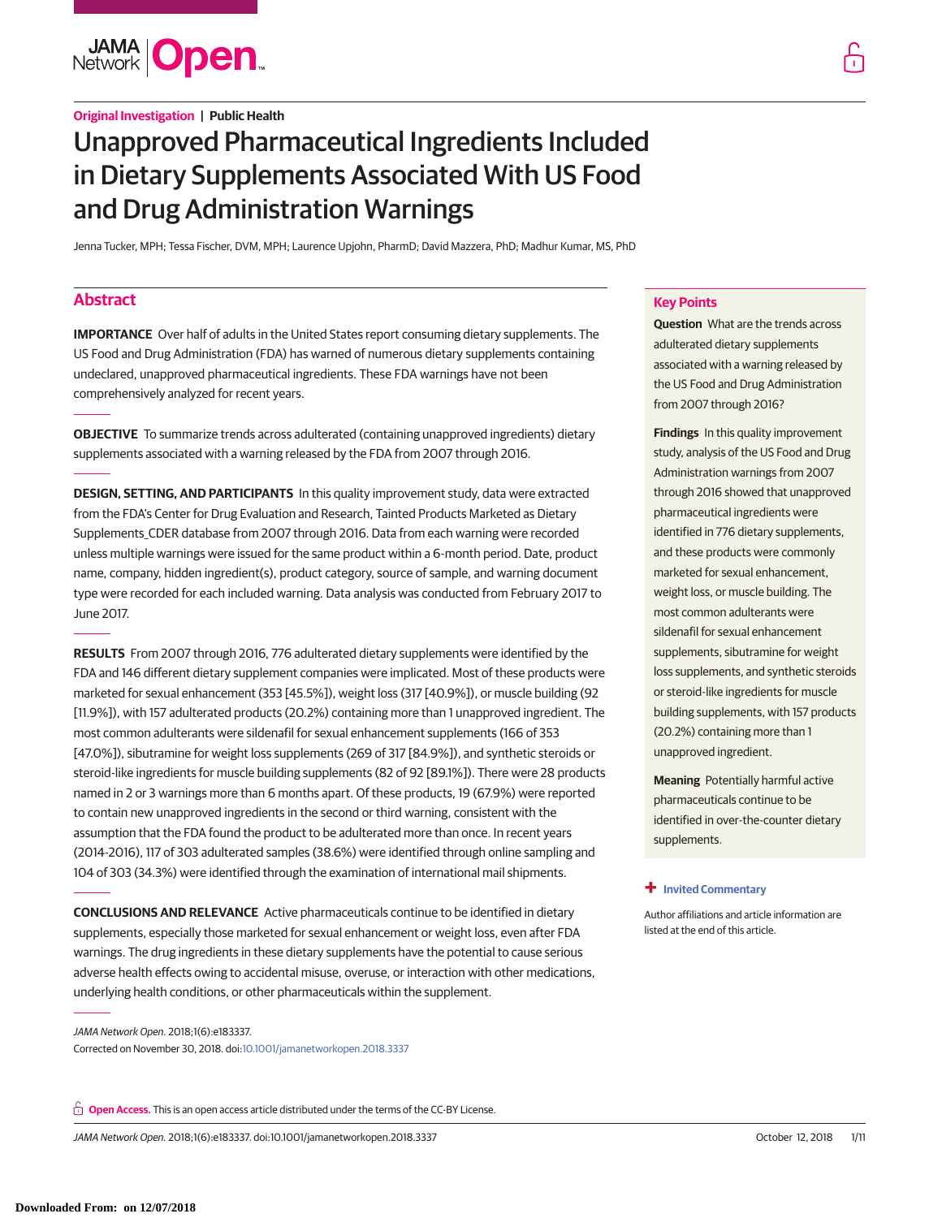Original Investigation | Public Health

# Unapproved Pharmaceutical Ingredients Included in Dietary Supplements Associated With US Food and Drug Administration Warnings

Jenna Tucker, MPH; Tessa Fischer, DVM, MPH; Laurence Upjohn, PharmD; David Mazzera, PhD; Madhur Kumar, MS, PhD

## Abstract

**IMPORTANCE** Over half of adults in the United States report consuming dietary supplements. The US Food and Drug Administration (FDA) has warned of numerous dietary supplements containing undeclared, unapproved pharmaceutical ingredients. These FDA warnings have not been comprehensively analyzed for recent years.

**OBJECTIVE** To summarize trends across adulterated (containing unapproved ingredients) dietary supplements associated with a warning released by the FDA from 2007 through 2016.

**DESIGN, SETTING, AND PARTICIPANTS** In this quality improvement study, data were extracted from the FDA's Center for Drug Evaluation and Research, Tainted Products Marketed as Dietary Supplements_CDER database from 2007 through 2016. Data from each warning were recorded unless multiple warnings were issued for the same product within a 6-month period. Date, product name, company, hidden ingredient(s), product category, source of sample, and warning document type were recorded for each included warning. Data analysis was conducted from February 2017 to June 2017.

**RESULTS** From 2007 through 2016, 776 adulterated dietary supplements were identified by the FDA and 146 different dietary supplement companies were implicated. Most of these products were marketed for sexual enhancement (353 [45.5%]), weight loss (317 [40.9%]), or muscle building (92 [11.9%]), with 157 adulterated products (20.2%) containing more than 1 unapproved ingredient. The most common adulterants were sildenafil for sexual enhancement supplements (166 of 353 [47.0%]), sibutramine for weight loss supplements (269 of 317 [84.9%]), and synthetic steroids or steroid-like ingredients for muscle building supplements (82 of 92 [89.1%]). There were 28 products named in 2 or 3 warnings more than 6 months apart. Of these products, 19 (67.9%) were reported to contain new unapproved ingredients in the second or third warning, consistent with the assumption that the FDA found the product to be adulterated more than once. In recent years (2014-2016), 117 of 303 adulterated samples (38.6%) were identified through online sampling and 104 of 303 (34.3%) were identified through the examination of international mail shipments.

**CONCLUSIONS AND RELEVANCE** Active pharmaceuticals continue to be identified in dietary supplements, especially those marketed for sexual enhancement or weight loss, even after FDA warnings. The drug ingredients in these dietary supplements have the potential to cause serious adverse health effects owing to accidental misuse, overuse, or interaction with other medications, underlying health conditions, or other pharmaceuticals within the supplement.

*JAMA Network Open.* 2018;1(6):e183337.
Corrected on November 30, 2018. doi:10.1001/jamanetworkopen.2018.3337

## Key Points

**Question** What are the trends across adulterated dietary supplements associated with a warning released by the US Food and Drug Administration from 2007 through 2016?

**Findings** In this quality improvement study, analysis of the US Food and Drug Administration warnings from 2007 through 2016 showed that unapproved pharmaceutical ingredients were identified in 776 dietary supplements, and these products were commonly marketed for sexual enhancement, weight loss, or muscle building. The most common adulterants were sildenafil for sexual enhancement supplements, sibutramine for weight loss supplements, and synthetic steroids or steroid-like ingredients for muscle building supplements, with 157 products (20.2%) containing more than 1 unapproved ingredient.

**Meaning** Potentially harmful active pharmaceuticals continue to be identified in over-the-counter dietary supplements.

+ Invited Commentary

Author affiliations and article information are listed at the end of this article.

**Open Access.** This is an open access article distributed under the terms of the CC-BY License.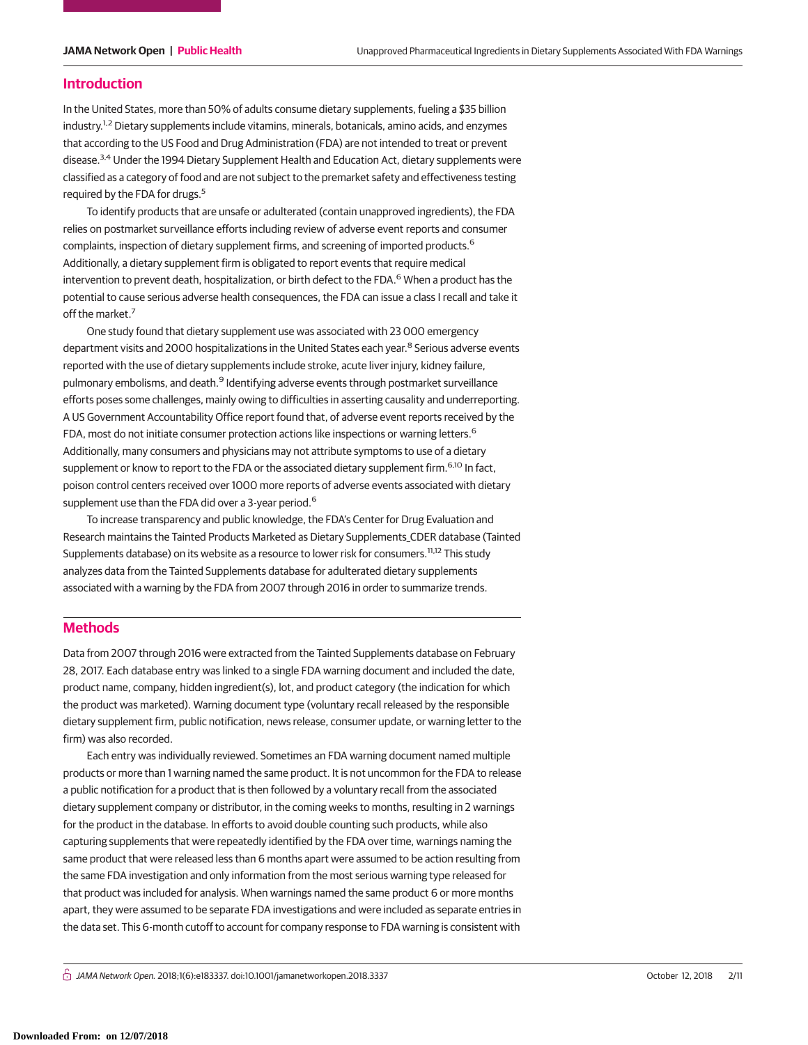## Introduction

In the United States, more than 50% of adults consume dietary supplements, fueling a $35 billion industry.[1,2] Dietary supplements include vitamins, minerals, botanicals, amino acids, and enzymes that according to the US Food and Drug Administration (FDA) are not intended to treat or prevent disease.[3,4] Under the 1994 Dietary Supplement Health and Education Act, dietary supplements were classified as a category of food and are not subject to the premarket safety and effectiveness testing required by the FDA for drugs.[5]

To identify products that are unsafe or adulterated (contain unapproved ingredients), the FDA relies on postmarket surveillance efforts including review of adverse event reports and consumer complaints, inspection of dietary supplement firms, and screening of imported products.[6] Additionally, a dietary supplement firm is obligated to report events that require medical intervention to prevent death, hospitalization, or birth defect to the FDA.[6] When a product has the potential to cause serious adverse health consequences, the FDA can issue a class I recall and take it off the market.[7]

One study found that dietary supplement use was associated with 23 000 emergency department visits and 2000 hospitalizations in the United States each year.[8] Serious adverse events reported with the use of dietary supplements include stroke, acute liver injury, kidney failure, pulmonary embolisms, and death.[9] Identifying adverse events through postmarket surveillance efforts poses some challenges, mainly owing to difficulties in asserting causality and underreporting. A US Government Accountability Office report found that, of adverse event reports received by the FDA, most do not initiate consumer protection actions like inspections or warning letters.[6] Additionally, many consumers and physicians may not attribute symptoms to use of a dietary supplement or know to report to the FDA or the associated dietary supplement firm.[6,10] In fact, poison control centers received over 1000 more reports of adverse events associated with dietary supplement use than the FDA did over a 3-year period.[6]

To increase transparency and public knowledge, the FDA's Center for Drug Evaluation and Research maintains the Tainted Products Marketed as Dietary Supplements_CDER database (Tainted Supplements database) on its website as a resource to lower risk for consumers.[11,12] This study analyzes data from the Tainted Supplements database for adulterated dietary supplements associated with a warning by the FDA from 2007 through 2016 in order to summarize trends.

## Methods

Data from 2007 through 2016 were extracted from the Tainted Supplements database on February 28, 2017. Each database entry was linked to a single FDA warning document and included the date, product name, company, hidden ingredient(s), lot, and product category (the indication for which the product was marketed). Warning document type (voluntary recall released by the responsible dietary supplement firm, public notification, news release, consumer update, or warning letter to the firm) was also recorded.

Each entry was individually reviewed. Sometimes an FDA warning document named multiple products or more than 1 warning named the same product. It is not uncommon for the FDA to release a public notification for a product that is then followed by a voluntary recall from the associated dietary supplement company or distributor, in the coming weeks to months, resulting in 2 warnings for the product in the database. In efforts to avoid double counting such products, while also capturing supplements that were repeatedly identified by the FDA over time, warnings naming the same product that were released less than 6 months apart were assumed to be action resulting from the same FDA investigation and only information from the most serious warning type released for that product was included for analysis. When warnings named the same product 6 or more months apart, they were assumed to be separate FDA investigations and were included as separate entries in the data set. This 6-month cutoff to account for company response to FDA warning is consistent with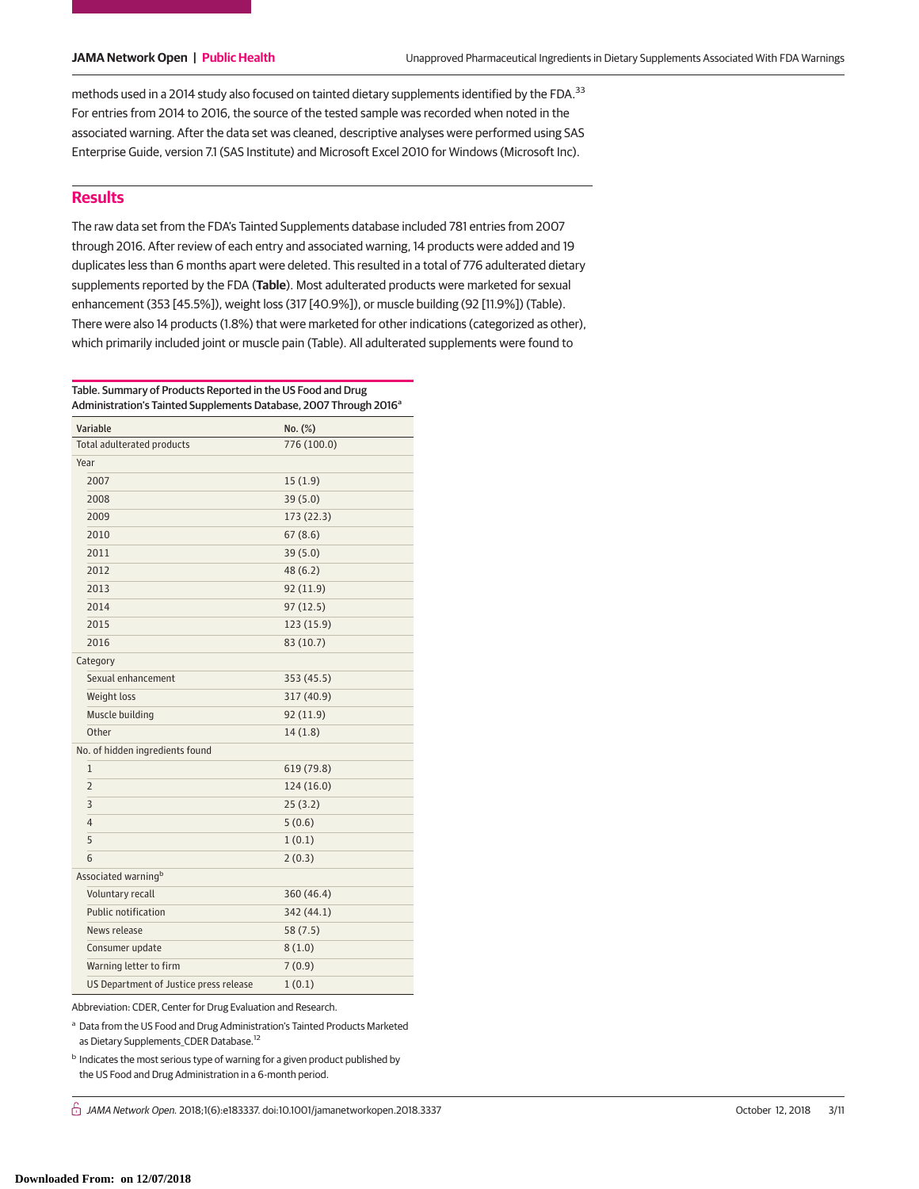methods used in a 2014 study also focused on tainted dietary supplements identified by the FDA.[33] For entries from 2014 to 2016, the source of the tested sample was recorded when noted in the associated warning. After the data set was cleaned, descriptive analyses were performed using SAS Enterprise Guide, version 7.1 (SAS Institute) and Microsoft Excel 2010 for Windows (Microsoft Inc).

## Results

The raw data set from the FDA's Tainted Supplements database included 781 entries from 2007 through 2016. After review of each entry and associated warning, 14 products were added and 19 duplicates less than 6 months apart were deleted. This resulted in a total of 776 adulterated dietary supplements reported by the FDA (**Table**). Most adulterated products were marketed for sexual enhancement (353 [45.5%]), weight loss (317 [40.9%]), or muscle building (92 [11.9%]) (Table). There were also 14 products (1.8%) that were marketed for other indications (categorized as other), which primarily included joint or muscle pain (Table). All adulterated supplements were found to

Table. Summary of Products Reported in the US Food and Drug Administration's Tainted Supplements Database, 2007 Through 2016[a]

| Variable | No. (%) |
| --- | --- |
| Total adulterated products | 776 (100.0) |
| Year | |
| 2007 | 15 (1.9) |
| 2008 | 39 (5.0) |
| 2009 | 173 (22.3) |
| 2010 | 67 (8.6) |
| 2011 | 39 (5.0) |
| 2012 | 48 (6.2) |
| 2013 | 92 (11.9) |
| 2014 | 97 (12.5) |
| 2015 | 123 (15.9) |
| 2016 | 83 (10.7) |
| Category | |
| Sexual enhancement | 353 (45.5) |
| Weight loss | 317 (40.9) |
| Muscle building | 92 (11.9) |
| Other | 14 (1.8) |
| No. of hidden ingredients found | |
| 1 | 619 (79.8) |
| 2 | 124 (16.0) |
| 3 | 25 (3.2) |
| 4 | 5 (0.6) |
| 5 | 1 (0.1) |
| 6 | 2 (0.3) |
| Associated warning[b] | |
| Voluntary recall | 360 (46.4) |
| Public notification | 342 (44.1) |
| News release | 58 (7.5) |
| Consumer update | 8 (1.0) |
| Warning letter to firm | 7 (0.9) |
| US Department of Justice press release | 1 (0.1) |

Abbreviation: CDER, Center for Drug Evaluation and Research.

[a] Data from the US Food and Drug Administration's Tainted Products Marketed as Dietary Supplements_CDER Database.[12]

[b] Indicates the most serious type of warning for a given product published by the US Food and Drug Administration in a 6-month period.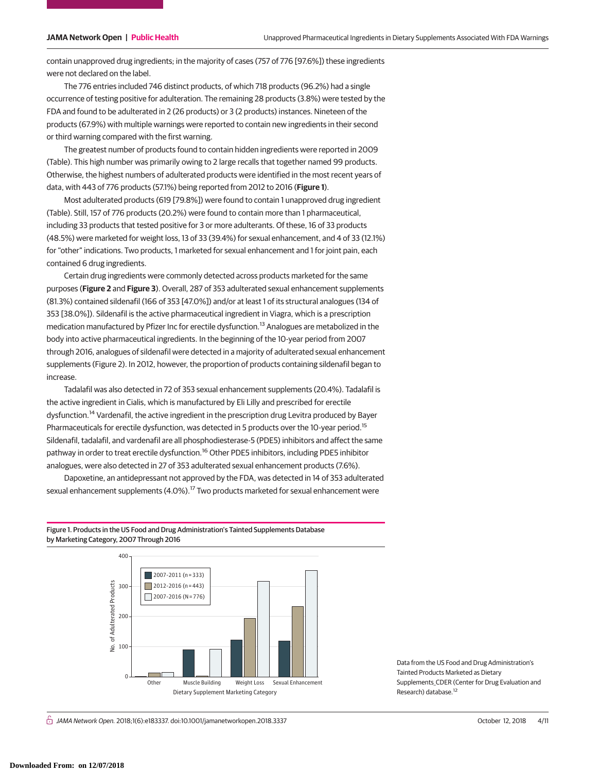contain unapproved drug ingredients; in the majority of cases (757 of 776 [97.6%]) these ingredients were not declared on the label.

The 776 entries included 746 distinct products, of which 718 products (96.2%) had a single occurrence of testing positive for adulteration. The remaining 28 products (3.8%) were tested by the FDA and found to be adulterated in 2 (26 products) or 3 (2 products) instances. Nineteen of the products (67.9%) with multiple warnings were reported to contain new ingredients in their second or third warning compared with the first warning.

The greatest number of products found to contain hidden ingredients were reported in 2009 (Table). This high number was primarily owing to 2 large recalls that together named 99 products. Otherwise, the highest numbers of adulterated products were identified in the most recent years of data, with 443 of 776 products (57.1%) being reported from 2012 to 2016 (**Figure 1**).

Most adulterated products (619 [79.8%]) were found to contain 1 unapproved drug ingredient (Table). Still, 157 of 776 products (20.2%) were found to contain more than 1 pharmaceutical, including 33 products that tested positive for 3 or more adulterants. Of these, 16 of 33 products (48.5%) were marketed for weight loss, 13 of 33 (39.4%) for sexual enhancement, and 4 of 33 (12.1%) for "other" indications. Two products, 1 marketed for sexual enhancement and 1 for joint pain, each contained 6 drug ingredients.

Certain drug ingredients were commonly detected across products marketed for the same purposes (**Figure 2** and **Figure 3**). Overall, 287 of 353 adulterated sexual enhancement supplements (81.3%) contained sildenafil (166 of 353 [47.0%]) and/or at least 1 of its structural analogues (134 of 353 [38.0%]). Sildenafil is the active pharmaceutical ingredient in Viagra, which is a prescription medication manufactured by Pfizer Inc for erectile dysfunction.[13] Analogues are metabolized in the body into active pharmaceutical ingredients. In the beginning of the 10-year period from 2007 through 2016, analogues of sildenafil were detected in a majority of adulterated sexual enhancement supplements (Figure 2). In 2012, however, the proportion of products containing sildenafil began to increase.

Tadalafil was also detected in 72 of 353 sexual enhancement supplements (20.4%). Tadalafil is the active ingredient in Cialis, which is manufactured by Eli Lilly and prescribed for erectile dysfunction.[14] Vardenafil, the active ingredient in the prescription drug Levitra produced by Bayer Pharmaceuticals for erectile dysfunction, was detected in 5 products over the 10-year period.[15] Sildenafil, tadalafil, and vardenafil are all phosphodiesterase-5 (PDE5) inhibitors and affect the same pathway in order to treat erectile dysfunction.[16] Other PDE5 inhibitors, including PDE5 inhibitor analogues, were also detected in 27 of 353 adulterated sexual enhancement products (7.6%).

Dapoxetine, an antidepressant not approved by the FDA, was detected in 14 of 353 adulterated sexual enhancement supplements (4.0%).[17] Two products marketed for sexual enhancement were

Figure 1. Products in the US Food and Drug Administration's Tainted Supplements Database by Marketing Category, 2007 Through 2016

Data from the US Food and Drug Administration's Tainted Products Marketed as Dietary Supplements_CDER (Center for Drug Evaluation and Research) database.[12]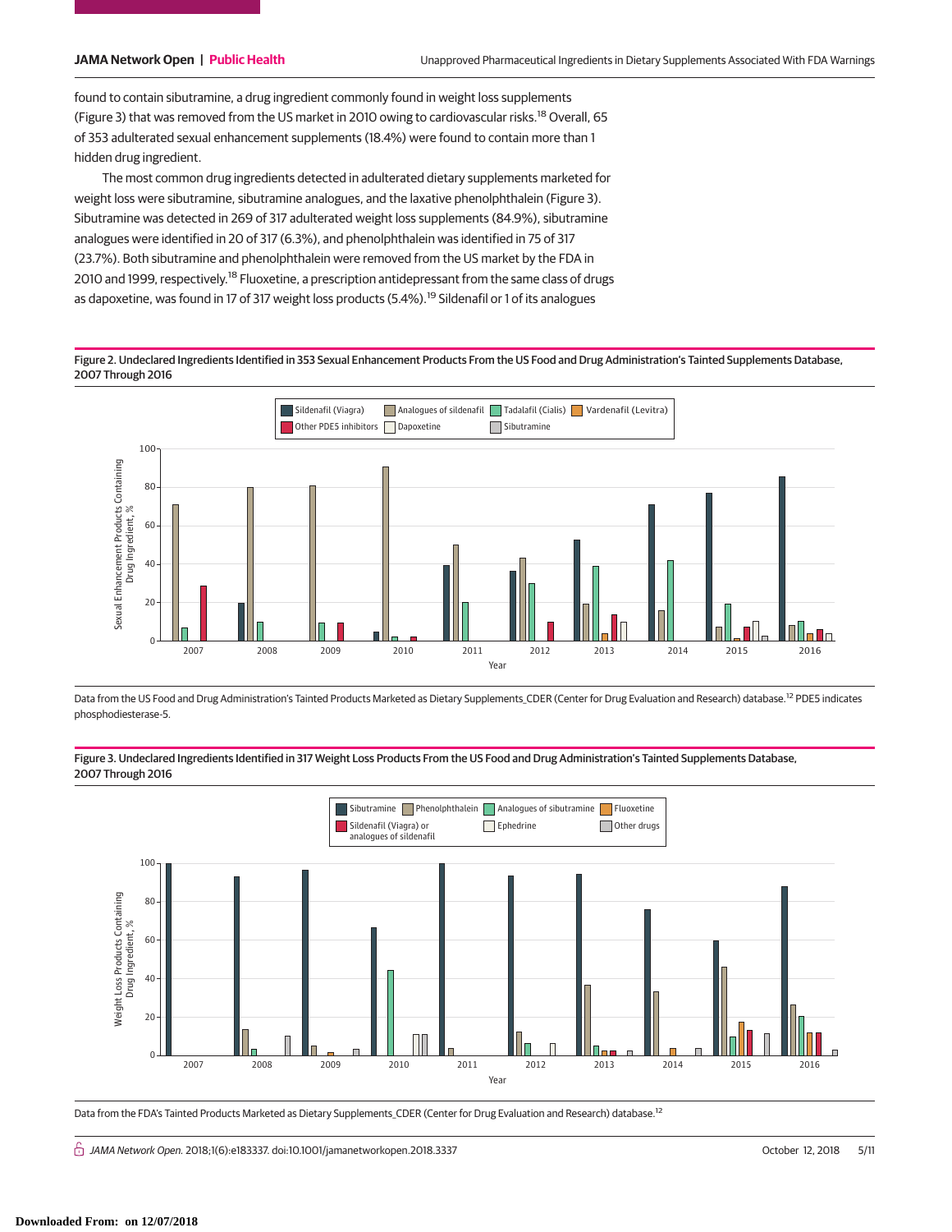found to contain sibutramine, a drug ingredient commonly found in weight loss supplements (Figure 3) that was removed from the US market in 2010 owing to cardiovascular risks.[18] Overall, 65 of 353 adulterated sexual enhancement supplements (18.4%) were found to contain more than 1 hidden drug ingredient.

The most common drug ingredients detected in adulterated dietary supplements marketed for weight loss were sibutramine, sibutramine analogues, and the laxative phenolphthalein (Figure 3). Sibutramine was detected in 269 of 317 adulterated weight loss supplements (84.9%), sibutramine analogues were identified in 20 of 317 (6.3%), and phenolphthalein was identified in 75 of 317 (23.7%). Both sibutramine and phenolphthalein were removed from the US market by the FDA in 2010 and 1999, respectively.[18] Fluoxetine, a prescription antidepressant from the same class of drugs as dapoxetine, was found in 17 of 317 weight loss products (5.4%).[19] Sildenafil or 1 of its analogues

**Figure 2. Undeclared Ingredients Identified in 353 Sexual Enhancement Products From the US Food and Drug Administration's Tainted Supplements Database, 2007 Through 2016**

Data from the US Food and Drug Administration's Tainted Products Marketed as Dietary Supplements_CDER (Center for Drug Evaluation and Research) database.[12] PDE5 indicates phosphodiesterase-5.

**Figure 3. Undeclared Ingredients Identified in 317 Weight Loss Products From the US Food and Drug Administration's Tainted Supplements Database, 2007 Through 2016**

Data from the FDA's Tainted Products Marketed as Dietary Supplements_CDER (Center for Drug Evaluation and Research) database.[12]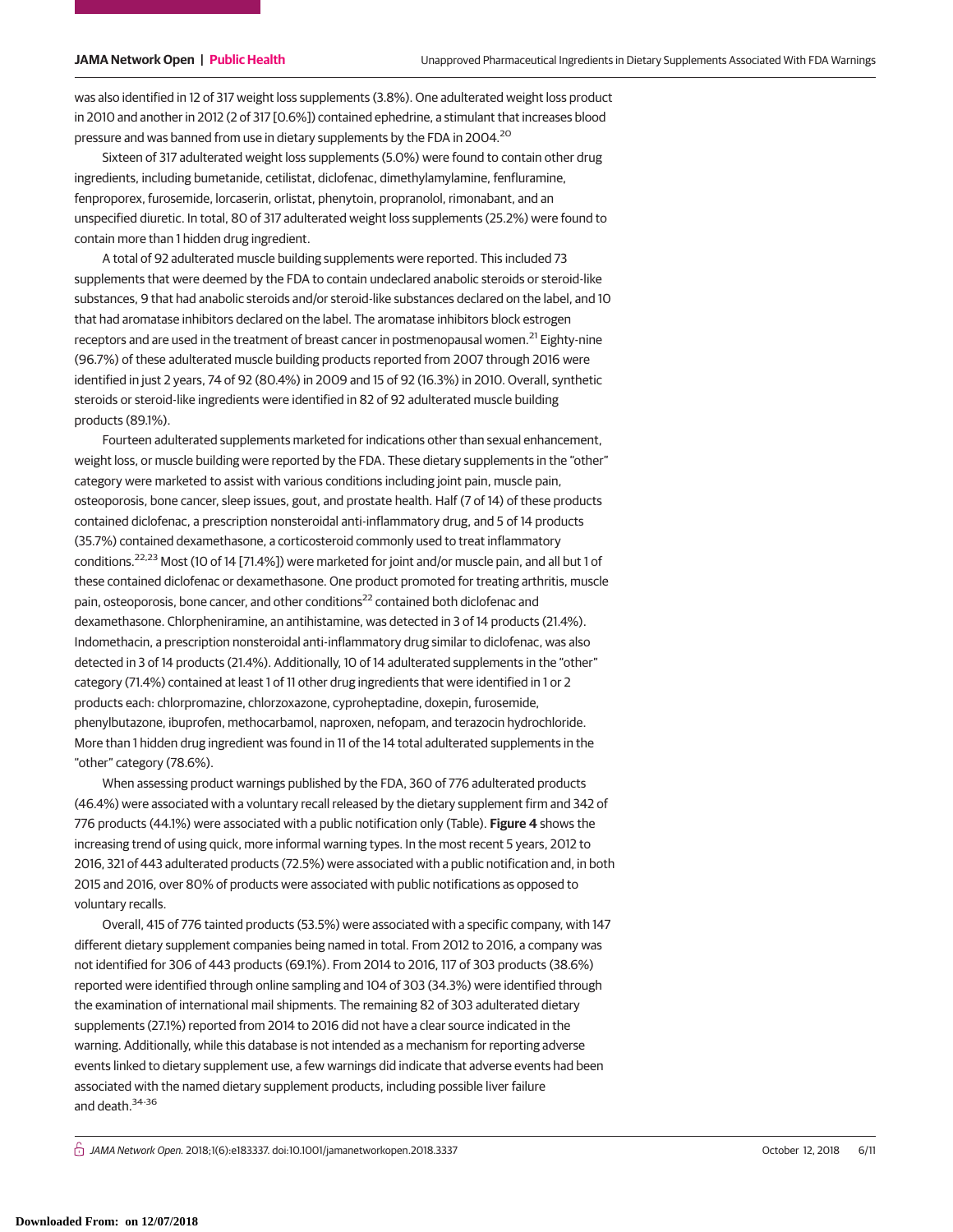was also identified in 12 of 317 weight loss supplements (3.8%). One adulterated weight loss product in 2010 and another in 2012 (2 of 317 [0.6%]) contained ephedrine, a stimulant that increases blood pressure and was banned from use in dietary supplements by the FDA in 2004.[20]

Sixteen of 317 adulterated weight loss supplements (5.0%) were found to contain other drug ingredients, including bumetanide, cetilistat, diclofenac, dimethylamylamine, fenfluramine, fenproporex, furosemide, lorcaserin, orlistat, phenytoin, propranolol, rimonabant, and an unspecified diuretic. In total, 80 of 317 adulterated weight loss supplements (25.2%) were found to contain more than 1 hidden drug ingredient.

A total of 92 adulterated muscle building supplements were reported. This included 73 supplements that were deemed by the FDA to contain undeclared anabolic steroids or steroid-like substances, 9 that had anabolic steroids and/or steroid-like substances declared on the label, and 10 that had aromatase inhibitors declared on the label. The aromatase inhibitors block estrogen receptors and are used in the treatment of breast cancer in postmenopausal women.[21] Eighty-nine (96.7%) of these adulterated muscle building products reported from 2007 through 2016 were identified in just 2 years, 74 of 92 (80.4%) in 2009 and 15 of 92 (16.3%) in 2010. Overall, synthetic steroids or steroid-like ingredients were identified in 82 of 92 adulterated muscle building products (89.1%).

Fourteen adulterated supplements marketed for indications other than sexual enhancement, weight loss, or muscle building were reported by the FDA. These dietary supplements in the "other" category were marketed to assist with various conditions including joint pain, muscle pain, osteoporosis, bone cancer, sleep issues, gout, and prostate health. Half (7 of 14) of these products contained diclofenac, a prescription nonsteroidal anti-inflammatory drug, and 5 of 14 products (35.7%) contained dexamethasone, a corticosteroid commonly used to treat inflammatory conditions.[22,23] Most (10 of 14 [71.4%]) were marketed for joint and/or muscle pain, and all but 1 of these contained diclofenac or dexamethasone. One product promoted for treating arthritis, muscle pain, osteoporosis, bone cancer, and other conditions[22] contained both diclofenac and dexamethasone. Chlorpheniramine, an antihistamine, was detected in 3 of 14 products (21.4%). Indomethacin, a prescription nonsteroidal anti-inflammatory drug similar to diclofenac, was also detected in 3 of 14 products (21.4%). Additionally, 10 of 14 adulterated supplements in the "other" category (71.4%) contained at least 1 of 11 other drug ingredients that were identified in 1 or 2 products each: chlorpromazine, chlorzoxazone, cyproheptadine, doxepin, furosemide, phenylbutazone, ibuprofen, methocarbamol, naproxen, nefopam, and terazocin hydrochloride. More than 1 hidden drug ingredient was found in 11 of the 14 total adulterated supplements in the "other" category (78.6%).

When assessing product warnings published by the FDA, 360 of 776 adulterated products (46.4%) were associated with a voluntary recall released by the dietary supplement firm and 342 of 776 products (44.1%) were associated with a public notification only (Table). **Figure 4** shows the increasing trend of using quick, more informal warning types. In the most recent 5 years, 2012 to 2016, 321 of 443 adulterated products (72.5%) were associated with a public notification and, in both 2015 and 2016, over 80% of products were associated with public notifications as opposed to voluntary recalls.

Overall, 415 of 776 tainted products (53.5%) were associated with a specific company, with 147 different dietary supplement companies being named in total. From 2012 to 2016, a company was not identified for 306 of 443 products (69.1%). From 2014 to 2016, 117 of 303 products (38.6%) reported were identified through online sampling and 104 of 303 (34.3%) were identified through the examination of international mail shipments. The remaining 82 of 303 adulterated dietary supplements (27.1%) reported from 2014 to 2016 did not have a clear source indicated in the warning. Additionally, while this database is not intended as a mechanism for reporting adverse events linked to dietary supplement use, a few warnings did indicate that adverse events had been associated with the named dietary supplement products, including possible liver failure and death.[34-36]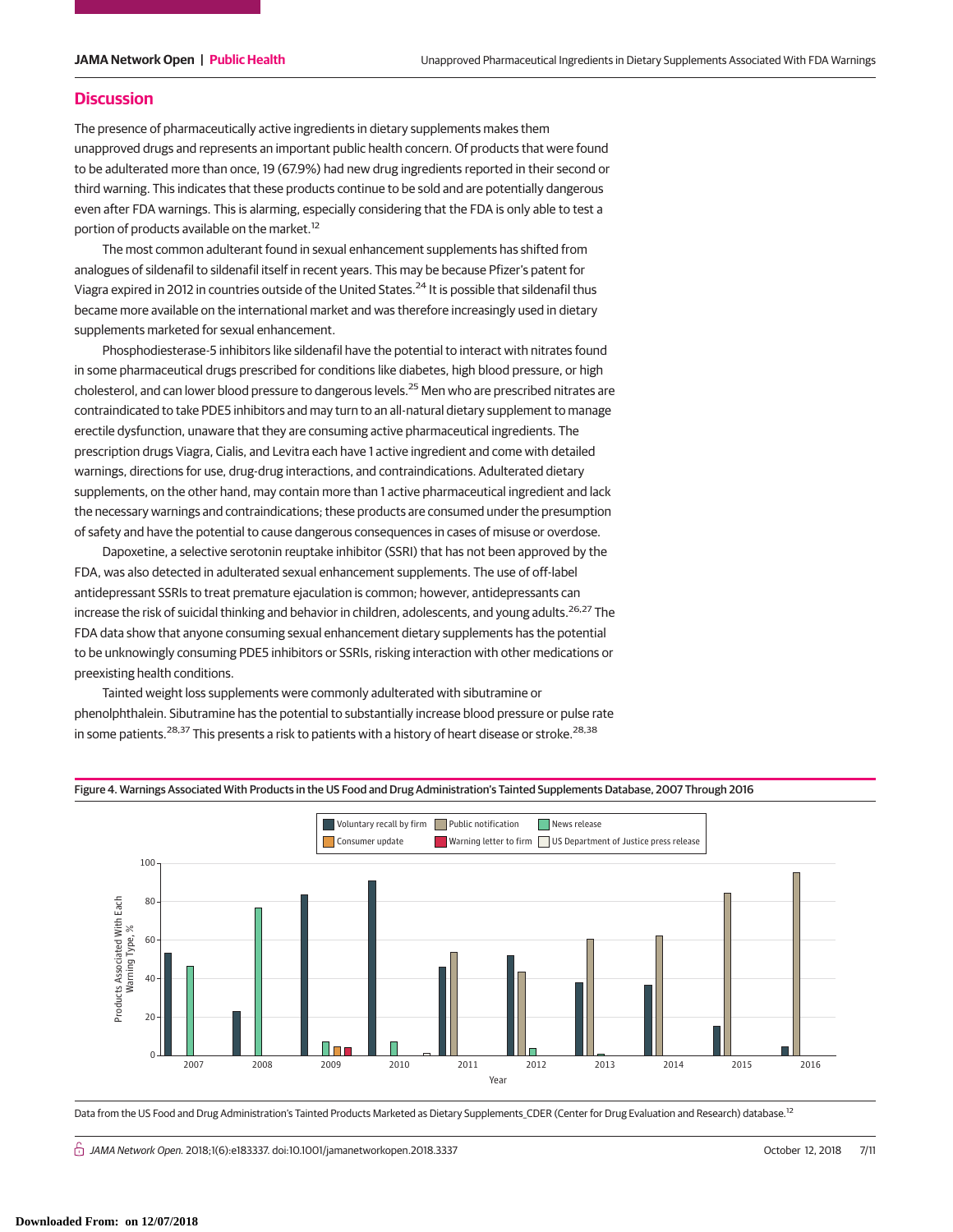## Discussion

The presence of pharmaceutically active ingredients in dietary supplements makes them unapproved drugs and represents an important public health concern. Of products that were found to be adulterated more than once, 19 (67.9%) had new drug ingredients reported in their second or third warning. This indicates that these products continue to be sold and are potentially dangerous even after FDA warnings. This is alarming, especially considering that the FDA is only able to test a portion of products available on the market.[12]

The most common adulterant found in sexual enhancement supplements has shifted from analogues of sildenafil to sildenafil itself in recent years. This may be because Pfizer's patent for Viagra expired in 2012 in countries outside of the United States.[24] It is possible that sildenafil thus became more available on the international market and was therefore increasingly used in dietary supplements marketed for sexual enhancement.

Phosphodiesterase-5 inhibitors like sildenafil have the potential to interact with nitrates found in some pharmaceutical drugs prescribed for conditions like diabetes, high blood pressure, or high cholesterol, and can lower blood pressure to dangerous levels.[25] Men who are prescribed nitrates are contraindicated to take PDE5 inhibitors and may turn to an all-natural dietary supplement to manage erectile dysfunction, unaware that they are consuming active pharmaceutical ingredients. The prescription drugs Viagra, Cialis, and Levitra each have 1 active ingredient and come with detailed warnings, directions for use, drug-drug interactions, and contraindications. Adulterated dietary supplements, on the other hand, may contain more than 1 active pharmaceutical ingredient and lack the necessary warnings and contraindications; these products are consumed under the presumption of safety and have the potential to cause dangerous consequences in cases of misuse or overdose.

Dapoxetine, a selective serotonin reuptake inhibitor (SSRI) that has not been approved by the FDA, was also detected in adulterated sexual enhancement supplements. The use of off-label antidepressant SSRIs to treat premature ejaculation is common; however, antidepressants can increase the risk of suicidal thinking and behavior in children, adolescents, and young adults.[26,27] The FDA data show that anyone consuming sexual enhancement dietary supplements has the potential to be unknowingly consuming PDE5 inhibitors or SSRIs, risking interaction with other medications or preexisting health conditions.

Tainted weight loss supplements were commonly adulterated with sibutramine or phenolphthalein. Sibutramine has the potential to substantially increase blood pressure or pulse rate in some patients.[28,37] This presents a risk to patients with a history of heart disease or stroke.[28,38]

Figure 4. Warnings Associated With Products in the US Food and Drug Administration's Tainted Supplements Database, 2007 Through 2016

Data from the US Food and Drug Administration's Tainted Products Marketed as Dietary Supplements_CDER (Center for Drug Evaluation and Research) database.[12]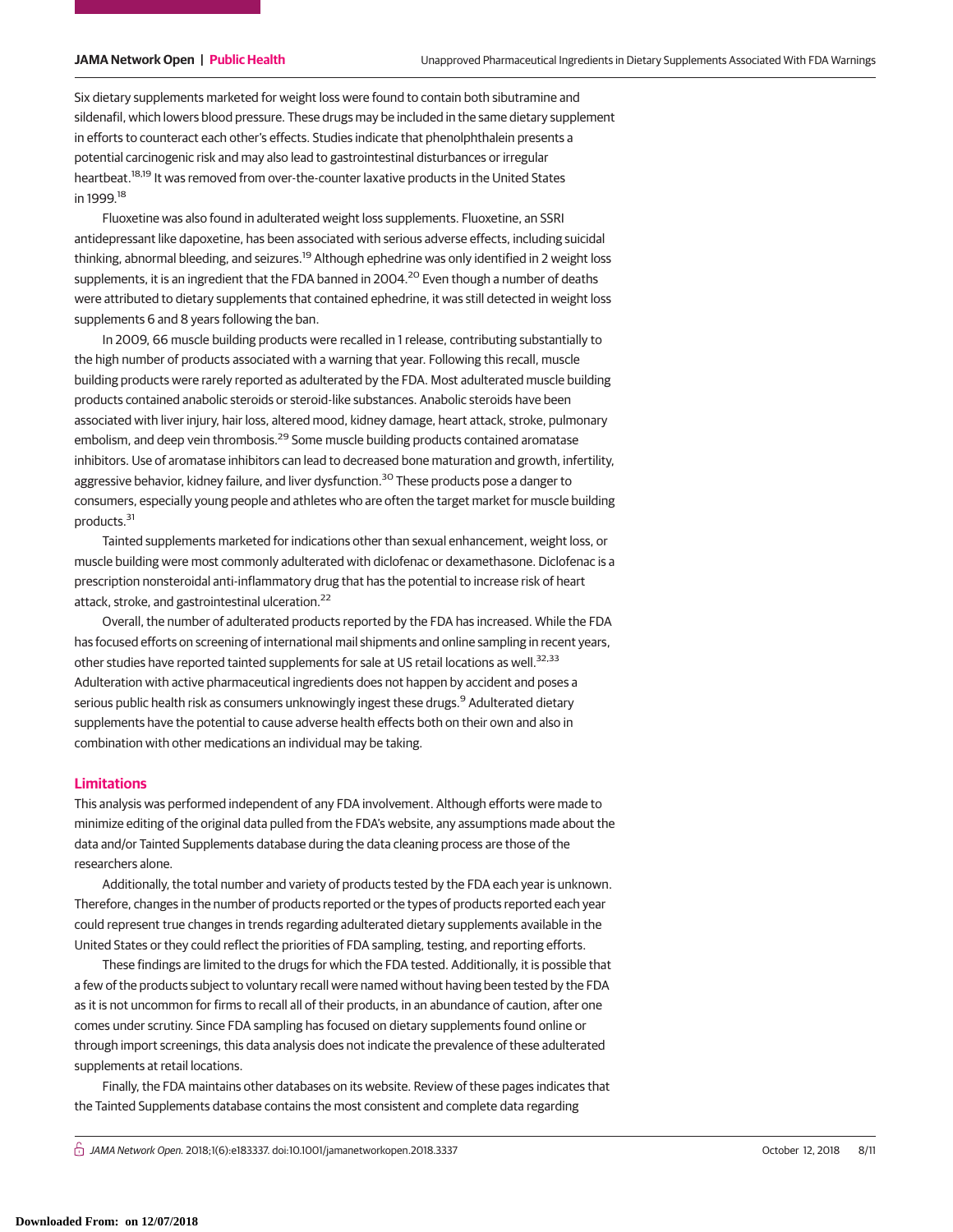Six dietary supplements marketed for weight loss were found to contain both sibutramine and sildenafil, which lowers blood pressure. These drugs may be included in the same dietary supplement in efforts to counteract each other's effects. Studies indicate that phenolphthalein presents a potential carcinogenic risk and may also lead to gastrointestinal disturbances or irregular heartbeat.[18,19] It was removed from over-the-counter laxative products in the United States in 1999.[18]

Fluoxetine was also found in adulterated weight loss supplements. Fluoxetine, an SSRI antidepressant like dapoxetine, has been associated with serious adverse effects, including suicidal thinking, abnormal bleeding, and seizures.[19] Although ephedrine was only identified in 2 weight loss supplements, it is an ingredient that the FDA banned in 2004.[20] Even though a number of deaths were attributed to dietary supplements that contained ephedrine, it was still detected in weight loss supplements 6 and 8 years following the ban.

In 2009, 66 muscle building products were recalled in 1 release, contributing substantially to the high number of products associated with a warning that year. Following this recall, muscle building products were rarely reported as adulterated by the FDA. Most adulterated muscle building products contained anabolic steroids or steroid-like substances. Anabolic steroids have been associated with liver injury, hair loss, altered mood, kidney damage, heart attack, stroke, pulmonary embolism, and deep vein thrombosis.[29] Some muscle building products contained aromatase inhibitors. Use of aromatase inhibitors can lead to decreased bone maturation and growth, infertility, aggressive behavior, kidney failure, and liver dysfunction.[30] These products pose a danger to consumers, especially young people and athletes who are often the target market for muscle building products.[31]

Tainted supplements marketed for indications other than sexual enhancement, weight loss, or muscle building were most commonly adulterated with diclofenac or dexamethasone. Diclofenac is a prescription nonsteroidal anti-inflammatory drug that has the potential to increase risk of heart attack, stroke, and gastrointestinal ulceration.[22]

Overall, the number of adulterated products reported by the FDA has increased. While the FDA has focused efforts on screening of international mail shipments and online sampling in recent years, other studies have reported tainted supplements for sale at US retail locations as well.[32,33] Adulteration with active pharmaceutical ingredients does not happen by accident and poses a serious public health risk as consumers unknowingly ingest these drugs.[9] Adulterated dietary supplements have the potential to cause adverse health effects both on their own and also in combination with other medications an individual may be taking.

## Limitations

This analysis was performed independent of any FDA involvement. Although efforts were made to minimize editing of the original data pulled from the FDA's website, any assumptions made about the data and/or Tainted Supplements database during the data cleaning process are those of the researchers alone.

Additionally, the total number and variety of products tested by the FDA each year is unknown. Therefore, changes in the number of products reported or the types of products reported each year could represent true changes in trends regarding adulterated dietary supplements available in the United States or they could reflect the priorities of FDA sampling, testing, and reporting efforts.

These findings are limited to the drugs for which the FDA tested. Additionally, it is possible that a few of the products subject to voluntary recall were named without having been tested by the FDA as it is not uncommon for firms to recall all of their products, in an abundance of caution, after one comes under scrutiny. Since FDA sampling has focused on dietary supplements found online or through import screenings, this data analysis does not indicate the prevalence of these adulterated supplements at retail locations.

Finally, the FDA maintains other databases on its website. Review of these pages indicates that the Tainted Supplements database contains the most consistent and complete data regarding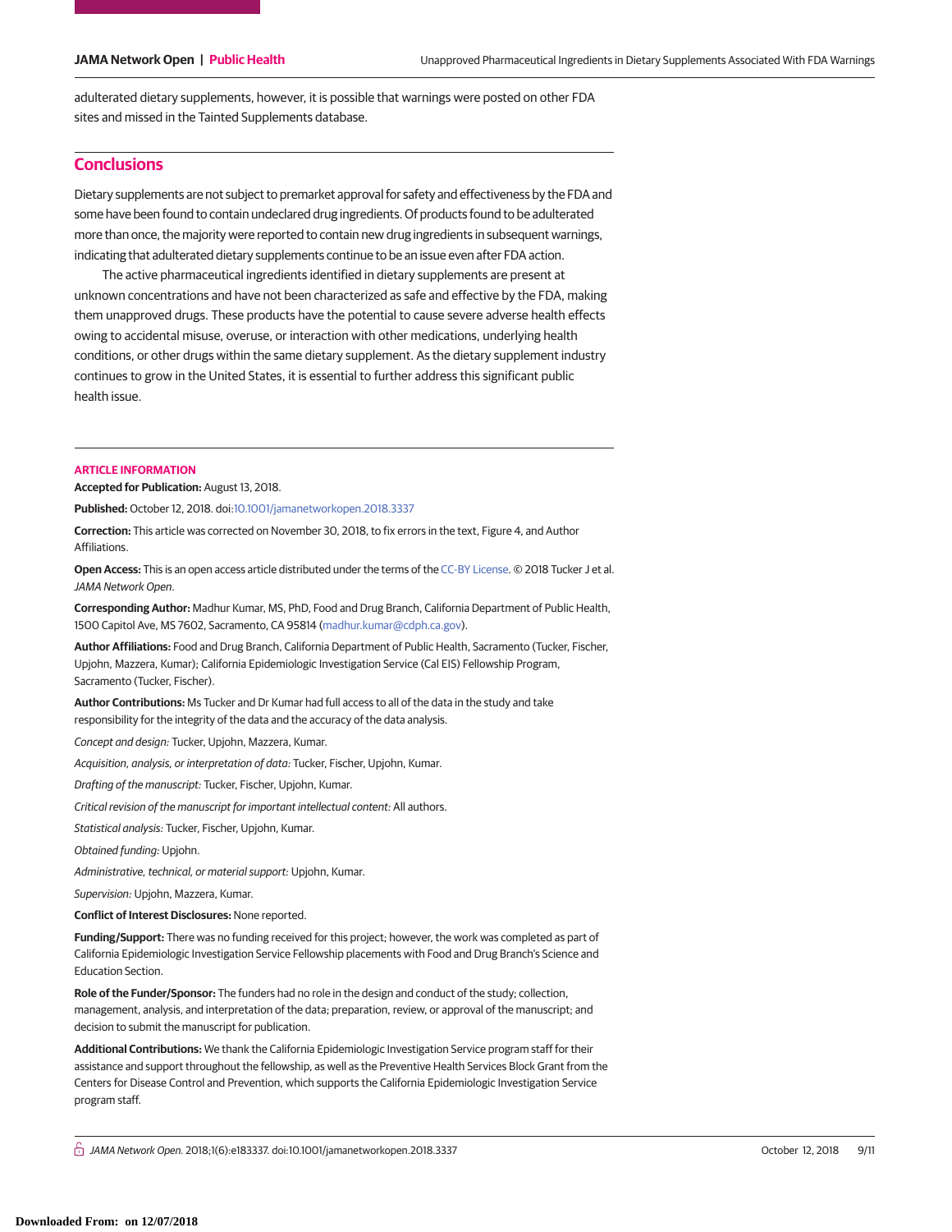adulterated dietary supplements, however, it is possible that warnings were posted on other FDA sites and missed in the Tainted Supplements database.

## Conclusions

Dietary supplements are not subject to premarket approval for safety and effectiveness by the FDA and some have been found to contain undeclared drug ingredients. Of products found to be adulterated more than once, the majority were reported to contain new drug ingredients in subsequent warnings, indicating that adulterated dietary supplements continue to be an issue even after FDA action.

The active pharmaceutical ingredients identified in dietary supplements are present at unknown concentrations and have not been characterized as safe and effective by the FDA, making them unapproved drugs. These products have the potential to cause severe adverse health effects owing to accidental misuse, overuse, or interaction with other medications, underlying health conditions, or other drugs within the same dietary supplement. As the dietary supplement industry continues to grow in the United States, it is essential to further address this significant public health issue.

### ARTICLE INFORMATION

**Accepted for Publication:** August 13, 2018.

**Published:** October 12, 2018. doi:10.1001/jamanetworkopen.2018.3337

**Correction:** This article was corrected on November 30, 2018, to fix errors in the text, Figure 4, and Author Affiliations.

**Open Access:** This is an open access article distributed under the terms of the CC-BY License. © 2018 Tucker J et al. *JAMA Network Open*.

**Corresponding Author:** Madhur Kumar, MS, PhD, Food and Drug Branch, California Department of Public Health, 1500 Capitol Ave, MS 7602, Sacramento, CA 95814 (madhur.kumar@cdph.ca.gov).

**Author Affiliations:** Food and Drug Branch, California Department of Public Health, Sacramento (Tucker, Fischer, Upjohn, Mazzera, Kumar); California Epidemiologic Investigation Service (Cal EIS) Fellowship Program, Sacramento (Tucker, Fischer).

**Author Contributions:** Ms Tucker and Dr Kumar had full access to all of the data in the study and take responsibility for the integrity of the data and the accuracy of the data analysis.

*Concept and design:* Tucker, Upjohn, Mazzera, Kumar.

*Acquisition, analysis, or interpretation of data:* Tucker, Fischer, Upjohn, Kumar.

*Drafting of the manuscript:* Tucker, Fischer, Upjohn, Kumar.

*Critical revision of the manuscript for important intellectual content:* All authors.

*Statistical analysis:* Tucker, Fischer, Upjohn, Kumar.

*Obtained funding:* Upjohn.

*Administrative, technical, or material support:* Upjohn, Kumar.

*Supervision:* Upjohn, Mazzera, Kumar.

**Conflict of Interest Disclosures:** None reported.

**Funding/Support:** There was no funding received for this project; however, the work was completed as part of California Epidemiologic Investigation Service Fellowship placements with Food and Drug Branch's Science and Education Section.

**Role of the Funder/Sponsor:** The funders had no role in the design and conduct of the study; collection, management, analysis, and interpretation of the data; preparation, review, or approval of the manuscript; and decision to submit the manuscript for publication.

**Additional Contributions:** We thank the California Epidemiologic Investigation Service program staff for their assistance and support throughout the fellowship, as well as the Preventive Health Services Block Grant from the Centers for Disease Control and Prevention, which supports the California Epidemiologic Investigation Service program staff.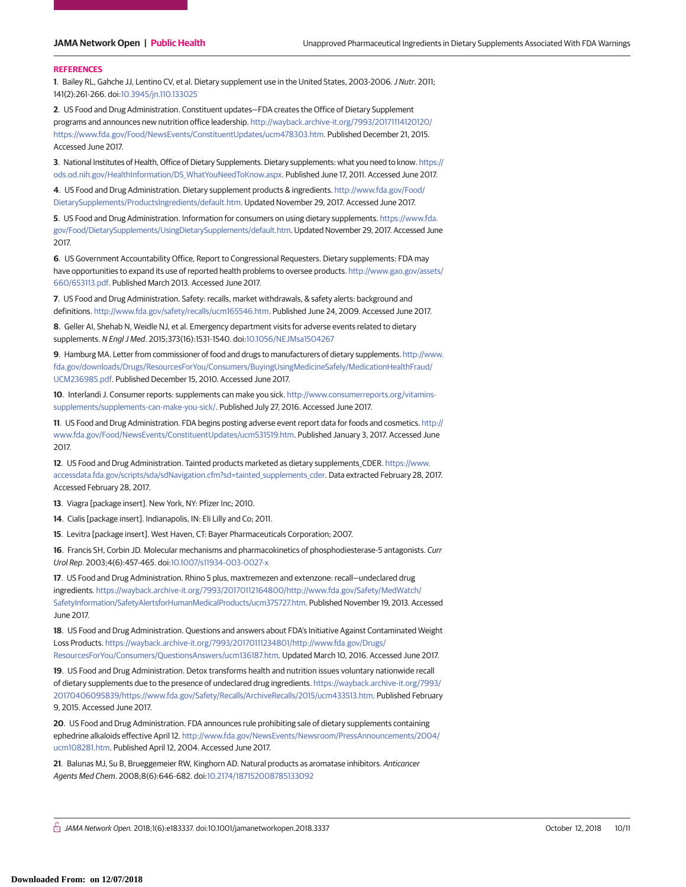## REFERENCES

1. Bailey RL, Gahche JJ, Lentino CV, et al. Dietary supplement use in the United States, 2003-2006. *J Nutr*. 2011; 141(2):261-266. doi:10.3945/jn.110.133025

2. US Food and Drug Administration. Constituent updates—FDA creates the Office of Dietary Supplement programs and announces new nutrition office leadership. http://wayback.archive-it.org/7993/20171114120120/https://www.fda.gov/Food/NewsEvents/ConstituentUpdates/ucm478303.htm. Published December 21, 2015. Accessed June 2017.

3. National Institutes of Health, Office of Dietary Supplements. Dietary supplements: what you need to know. https://ods.od.nih.gov/HealthInformation/DS_WhatYouNeedToKnow.aspx. Published June 17, 2011. Accessed June 2017.

4. US Food and Drug Administration. Dietary supplement products & ingredients. http://www.fda.gov/Food/DietarySupplements/ProductsIngredients/default.htm. Updated November 29, 2017. Accessed June 2017.

5. US Food and Drug Administration. Information for consumers on using dietary supplements. https://www.fda.gov/Food/DietarySupplements/UsingDietarySupplements/default.htm. Updated November 29, 2017. Accessed June 2017.

6. US Government Accountability Office, Report to Congressional Requesters. Dietary supplements: FDA may have opportunities to expand its use of reported health problems to oversee products. http://www.gao.gov/assets/660/653113.pdf. Published March 2013. Accessed June 2017.

7. US Food and Drug Administration. Safety: recalls, market withdrawals, & safety alerts: background and definitions. http://www.fda.gov/safety/recalls/ucm165546.htm. Published June 24, 2009. Accessed June 2017.

8. Geller AI, Shehab N, Weidle NJ, et al. Emergency department visits for adverse events related to dietary supplements. *N Engl J Med*. 2015;373(16):1531-1540. doi:10.1056/NEJMsa1504267

9. Hamburg MA. Letter from commissioner of food and drugs to manufacturers of dietary supplements. http://www.fda.gov/downloads/Drugs/ResourcesForYou/Consumers/BuyingUsingMedicineSafely/MedicationHealthFraud/UCM236985.pdf. Published December 15, 2010. Accessed June 2017.

10. Interlandi J. Consumer reports: supplements can make you sick. http://www.consumerreports.org/vitamins-supplements/supplements-can-make-you-sick/. Published July 27, 2016. Accessed June 2017.

11. US Food and Drug Administration. FDA begins posting adverse event report data for foods and cosmetics. http://www.fda.gov/Food/NewsEvents/ConstituentUpdates/ucm531519.htm. Published January 3, 2017. Accessed June 2017.

12. US Food and Drug Administration. Tainted products marketed as dietary supplements_CDER. https://www.accessdata.fda.gov/scripts/sda/sdNavigation.cfm?sd=tainted_supplements_cder. Data extracted February 28, 2017. Accessed February 28, 2017.

13. Viagra [package insert]. New York, NY: Pfizer Inc; 2010.

14. Cialis [package insert]. Indianapolis, IN: Eli Lilly and Co; 2011.

15. Levitra [package insert]. West Haven, CT: Bayer Pharmaceuticals Corporation; 2007.

16. Francis SH, Corbin JD. Molecular mechanisms and pharmacokinetics of phosphodiesterase-5 antagonists. *Curr Urol Rep*. 2003;4(6):457-465. doi:10.1007/s11934-003-0027-x

17. US Food and Drug Administration. Rhino 5 plus, maxtremezen and extenzone: recall—undeclared drug ingredients. https://wayback.archive-it.org/7993/20170112164800/http://www.fda.gov/Safety/MedWatch/SafetyInformation/SafetyAlertsforHumanMedicalProducts/ucm375727.htm. Published November 19, 2013. Accessed June 2017.

18. US Food and Drug Administration. Questions and answers about FDA's Initiative Against Contaminated Weight Loss Products. https://wayback.archive-it.org/7993/20170111234801/http://www.fda.gov/Drugs/ResourcesForYou/Consumers/QuestionsAnswers/ucm136187.htm. Updated March 10, 2016. Accessed June 2017.

19. US Food and Drug Administration. Detox transforms health and nutrition issues voluntary nationwide recall of dietary supplements due to the presence of undeclared drug ingredients. https://wayback.archive-it.org/7993/20170406095839/https://www.fda.gov/Safety/Recalls/ArchiveRecalls/2015/ucm433513.htm. Published February 9, 2015. Accessed June 2017.

20. US Food and Drug Administration. FDA announces rule prohibiting sale of dietary supplements containing ephedrine alkaloids effective April 12. http://www.fda.gov/NewsEvents/Newsroom/PressAnnouncements/2004/ucm108281.htm. Published April 12, 2004. Accessed June 2017.

21. Balunas MJ, Su B, Brueggemeier RW, Kinghorn AD. Natural products as aromatase inhibitors. *Anticancer Agents Med Chem*. 2008;8(6):646-682. doi:10.2174/187152008785133092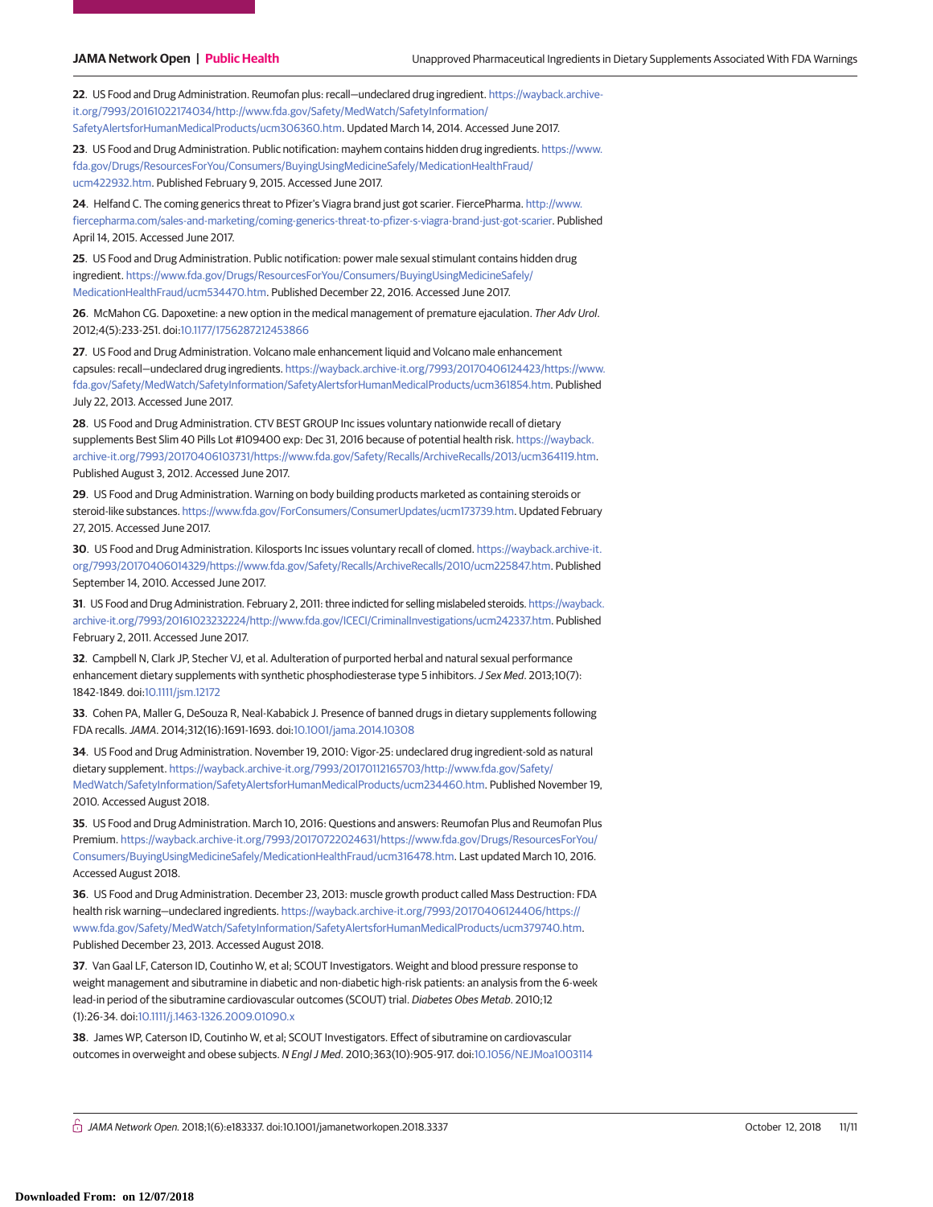22. US Food and Drug Administration. Reumofan plus: recall—undeclared drug ingredient. https://wayback.archive-it.org/7993/20161022174034/http://www.fda.gov/Safety/MedWatch/SafetyInformation/SafetyAlertsforHumanMedicalProducts/ucm306360.htm. Updated March 14, 2014. Accessed June 2017.

23. US Food and Drug Administration. Public notification: mayhem contains hidden drug ingredients. https://www.fda.gov/Drugs/ResourcesForYou/Consumers/BuyingUsingMedicineSafely/MedicationHealthFraud/ucm422932.htm. Published February 9, 2015. Accessed June 2017.

24. Helfand C. The coming generics threat to Pfizer's Viagra brand just got scarier. FiercePharma. http://www.fiercepharma.com/sales-and-marketing/coming-generics-threat-to-pfizer-s-viagra-brand-just-got-scarier. Published April 14, 2015. Accessed June 2017.

25. US Food and Drug Administration. Public notification: power male sexual stimulant contains hidden drug ingredient. https://www.fda.gov/Drugs/ResourcesForYou/Consumers/BuyingUsingMedicineSafely/MedicationHealthFraud/ucm534470.htm. Published December 22, 2016. Accessed June 2017.

26. McMahon CG. Dapoxetine: a new option in the medical management of premature ejaculation. *Ther Adv Urol*. 2012;4(5):233-251. doi:10.1177/1756287212453866

27. US Food and Drug Administration. Volcano male enhancement liquid and Volcano male enhancement capsules: recall—undeclared drug ingredients. https://wayback.archive-it.org/7993/20170406124423/https://www.fda.gov/Safety/MedWatch/SafetyInformation/SafetyAlertsforHumanMedicalProducts/ucm361854.htm. Published July 22, 2013. Accessed June 2017.

28. US Food and Drug Administration. CTV BEST GROUP Inc issues voluntary nationwide recall of dietary supplements Best Slim 40 Pills Lot #109400 exp: Dec 31, 2016 because of potential health risk. https://wayback.archive-it.org/7993/20170406103731/https://www.fda.gov/Safety/Recalls/ArchiveRecalls/2013/ucm364119.htm. Published August 3, 2012. Accessed June 2017.

29. US Food and Drug Administration. Warning on body building products marketed as containing steroids or steroid-like substances. https://www.fda.gov/ForConsumers/ConsumerUpdates/ucm173739.htm. Updated February 27, 2015. Accessed June 2017.

30. US Food and Drug Administration. Kilosports Inc issues voluntary recall of clomed. https://wayback.archive-it.org/7993/20170406014329/https://www.fda.gov/Safety/Recalls/ArchiveRecalls/2010/ucm225847.htm. Published September 14, 2010. Accessed June 2017.

31. US Food and Drug Administration. February 2, 2011: three indicted for selling mislabeled steroids. https://wayback.archive-it.org/7993/20161023232224/http://www.fda.gov/ICECI/CriminalInvestigations/ucm242337.htm. Published February 2, 2011. Accessed June 2017.

32. Campbell N, Clark JP, Stecher VJ, et al. Adulteration of purported herbal and natural sexual performance enhancement dietary supplements with synthetic phosphodiesterase type 5 inhibitors. *J Sex Med*. 2013;10(7):1842-1849. doi:10.1111/jsm.12172

33. Cohen PA, Maller G, DeSouza R, Neal-Kababick J. Presence of banned drugs in dietary supplements following FDA recalls. *JAMA*. 2014;312(16):1691-1693. doi:10.1001/jama.2014.10308

34. US Food and Drug Administration. November 19, 2010: Vigor-25: undeclared drug ingredient-sold as natural dietary supplement. https://wayback.archive-it.org/7993/20170112165703/http://www.fda.gov/Safety/MedWatch/SafetyInformation/SafetyAlertsforHumanMedicalProducts/ucm234460.htm. Published November 19, 2010. Accessed August 2018.

35. US Food and Drug Administration. March 10, 2016: Questions and answers: Reumofan Plus and Reumofan Plus Premium. https://wayback.archive-it.org/7993/20170722024631/https://www.fda.gov/Drugs/ResourcesForYou/Consumers/BuyingUsingMedicineSafely/MedicationHealthFraud/ucm316478.htm. Last updated March 10, 2016. Accessed August 2018.

36. US Food and Drug Administration. December 23, 2013: muscle growth product called Mass Destruction: FDA health risk warning—undeclared ingredients. https://wayback.archive-it.org/7993/20170406124406/https://www.fda.gov/Safety/MedWatch/SafetyInformation/SafetyAlertsforHumanMedicalProducts/ucm379740.htm. Published December 23, 2013. Accessed August 2018.

37. Van Gaal LF, Caterson ID, Coutinho W, et al; SCOUT Investigators. Weight and blood pressure response to weight management and sibutramine in diabetic and non-diabetic high-risk patients: an analysis from the 6-week lead-in period of the sibutramine cardiovascular outcomes (SCOUT) trial. *Diabetes Obes Metab*. 2010;12(1):26-34. doi:10.1111/j.1463-1326.2009.01090.x

38. James WP, Caterson ID, Coutinho W, et al; SCOUT Investigators. Effect of sibutramine on cardiovascular outcomes in overweight and obese subjects. *N Engl J Med*. 2010;363(10):905-917. doi:10.1056/NEJMoa1003114